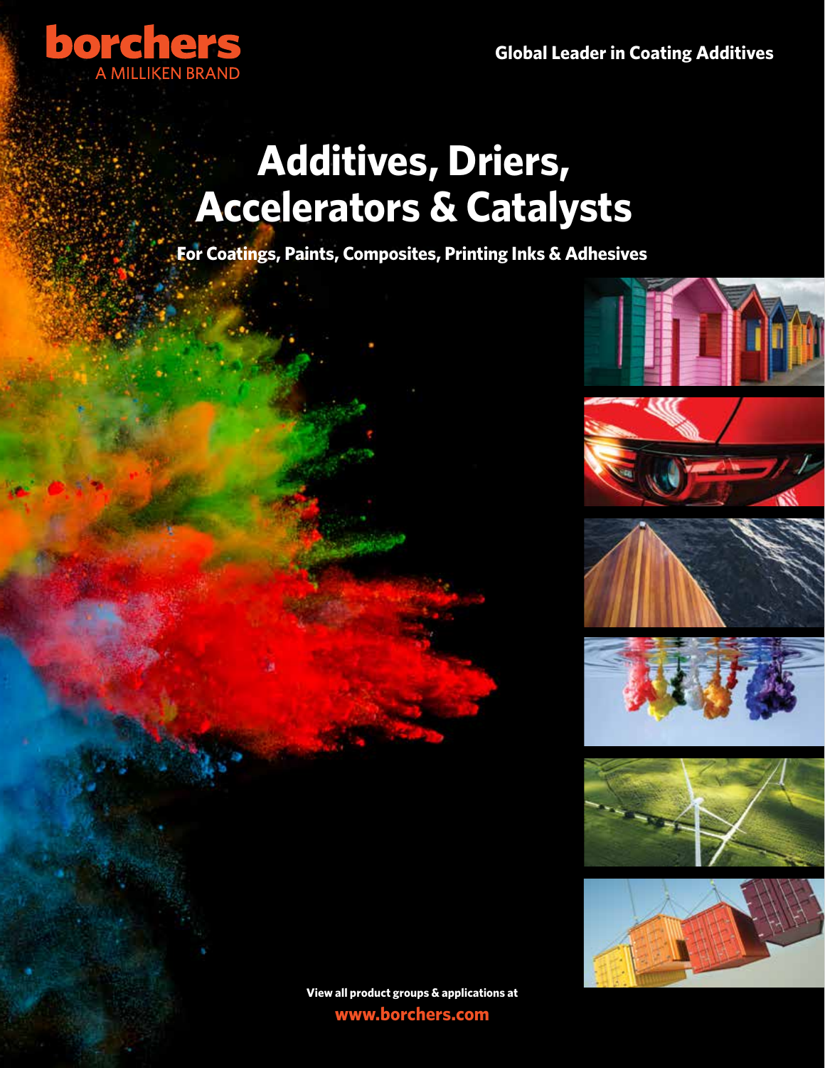borchers
A MILLIKEN BRAND

**Global Leader in Coating Additives**

# Additives, Driers, Accelerators & Catalysts

**For Coatings, Paints, Composites, Printing Inks & Adhesives**

**View all product groups & applications at**

**www.borchers.com**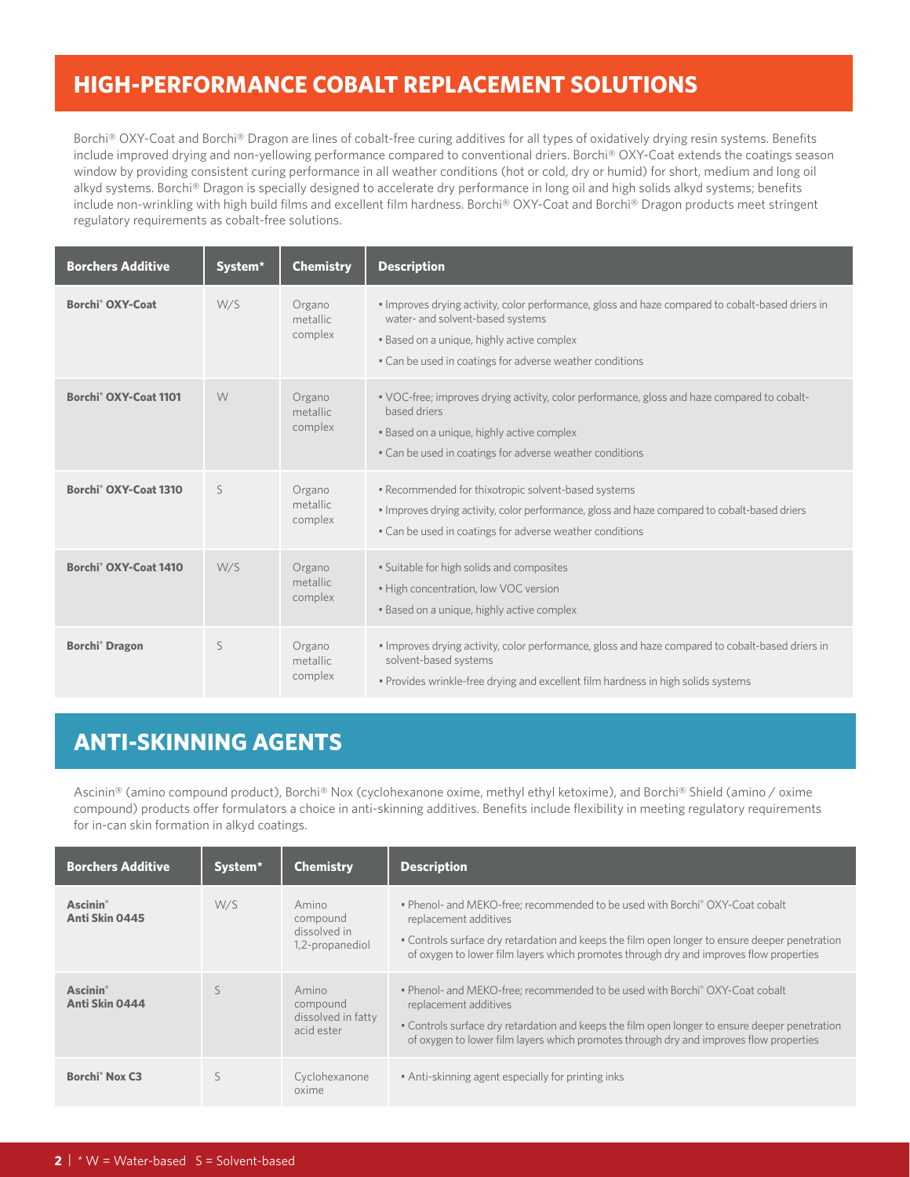## HIGH-PERFORMANCE COBALT REPLACEMENT SOLUTIONS

Borchi® OXY-Coat and Borchi® Dragon are lines of cobalt-free curing additives for all types of oxidatively drying resin systems. Benefits include improved drying and non-yellowing performance compared to conventional driers. Borchi® OXY-Coat extends the coatings season window by providing consistent curing performance in all weather conditions (hot or cold, dry or humid) for short, medium and long oil alkyd systems. Borchi® Dragon is specially designed to accelerate dry performance in long oil and high solids alkyd systems; benefits include non-wrinkling with high build films and excellent film hardness. Borchi® OXY-Coat and Borchi® Dragon products meet stringent regulatory requirements as cobalt-free solutions.

| Borchers Additive | System* | Chemistry | Description |
| --- | --- | --- | --- |
| **Borchi® OXY-Coat** | W/S | Organo metallic complex | • Improves drying activity, color performance, gloss and haze compared to cobalt-based driers in water- and solvent-based systems<br>• Based on a unique, highly active complex<br>• Can be used in coatings for adverse weather conditions |
| **Borchi® OXY-Coat 1101** | W | Organo metallic complex | • VOC-free; improves drying activity, color performance, gloss and haze compared to cobalt-based driers<br>• Based on a unique, highly active complex<br>• Can be used in coatings for adverse weather conditions |
| **Borchi® OXY-Coat 1310** | S | Organo metallic complex | • Recommended for thixotropic solvent-based systems<br>• Improves drying activity, color performance, gloss and haze compared to cobalt-based driers<br>• Can be used in coatings for adverse weather conditions |
| **Borchi® OXY-Coat 1410** | W/S | Organo metallic complex | • Suitable for high solids and composites<br>• High concentration, low VOC version<br>• Based on a unique, highly active complex |
| **Borchi® Dragon** | S | Organo metallic complex | • Improves drying activity, color performance, gloss and haze compared to cobalt-based driers in solvent-based systems<br>• Provides wrinkle-free drying and excellent film hardness in high solids systems |

## ANTI-SKINNING AGENTS

Ascinin® (amino compound product), Borchi® Nox (cyclohexanone oxime, methyl ethyl ketoxime), and Borchi® Shield (amino / oxime compound) products offer formulators a choice in anti-skinning additives. Benefits include flexibility in meeting regulatory requirements for in-can skin formation in alkyd coatings.

| Borchers Additive | System* | Chemistry | Description |
| --- | --- | --- | --- |
| **Ascinin® Anti Skin 0445** | W/S | Amino compound dissolved in 1,2-propanediol | • Phenol- and MEKO-free; recommended to be used with Borchi® OXY-Coat cobalt replacement additives<br>• Controls surface dry retardation and keeps the film open longer to ensure deeper penetration of oxygen to lower film layers which promotes through dry and improves flow properties |
| **Ascinin® Anti Skin 0444** | S | Amino compound dissolved in fatty acid ester | • Phenol- and MEKO-free; recommended to be used with Borchi® OXY-Coat cobalt replacement additives<br>• Controls surface dry retardation and keeps the film open longer to ensure deeper penetration of oxygen to lower film layers which promotes through dry and improves flow properties |
| **Borchi® Nox C3** | S | Cyclohexanone oxime | • Anti-skinning agent especially for printing inks |

\* W = Water-based S = Solvent-based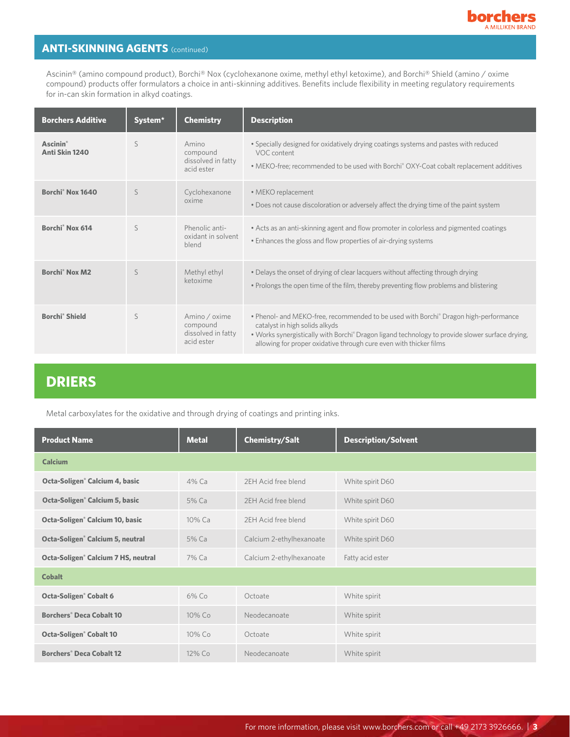## ANTI-SKINNING AGENTS (continued)

Ascinin® (amino compound product), Borchi® Nox (cyclohexanone oxime, methyl ethyl ketoxime), and Borchi® Shield (amino / oxime compound) products offer formulators a choice in anti-skinning additives. Benefits include flexibility in meeting regulatory requirements for in-can skin formation in alkyd coatings.

| Borchers Additive | System* | Chemistry | Description |
|---|---|---|---|
| **Ascinin® Anti Skin 1240** | S | Amino compound dissolved in fatty acid ester | • Specially designed for oxidatively drying coatings systems and pastes with reduced VOC content<br>• MEKO-free; recommended to be used with Borchi® OXY-Coat cobalt replacement additives |
| **Borchi® Nox 1640** | S | Cyclohexanone oxime | • MEKO replacement<br>• Does not cause discoloration or adversely affect the drying time of the paint system |
| **Borchi® Nox 614** | S | Phenolic anti-oxidant in solvent blend | • Acts as an anti-skinning agent and flow promoter in colorless and pigmented coatings<br>• Enhances the gloss and flow properties of air-drying systems |
| **Borchi® Nox M2** | S | Methyl ethyl ketoxime | • Delays the onset of drying of clear lacquers without affecting through drying<br>• Prolongs the open time of the film, thereby preventing flow problems and blistering |
| **Borchi® Shield** | S | Amino / oxime compound dissolved in fatty acid ester | • Phenol- and MEKO-free, recommended to be used with Borchi® Dragon high-performance catalyst in high solids alkyds<br>• Works synergistically with Borchi® Dragon ligand technology to provide slower surface drying, allowing for proper oxidative through cure even with thicker films |

## DRIERS

Metal carboxylates for the oxidative and through drying of coatings and printing inks.

| Product Name | Metal | Chemistry/Salt | Description/Solvent |
|---|---|---|---|
| **Calcium** | | | |
| **Octa-Soligen® Calcium 4, basic** | 4% Ca | 2EH Acid free blend | White spirit D60 |
| **Octa-Soligen® Calcium 5, basic** | 5% Ca | 2EH Acid free blend | White spirit D60 |
| **Octa-Soligen® Calcium 10, basic** | 10% Ca | 2EH Acid free blend | White spirit D60 |
| **Octa-Soligen® Calcium 5, neutral** | 5% Ca | Calcium 2-ethylhexanoate | White spirit D60 |
| **Octa-Soligen® Calcium 7 HS, neutral** | 7% Ca | Calcium 2-ethylhexanoate | Fatty acid ester |
| **Cobalt** | | | |
| **Octa-Soligen® Cobalt 6** | 6% Co | Octoate | White spirit |
| **Borchers® Deca Cobalt 10** | 10% Co | Neodecanoate | White spirit |
| **Octa-Soligen® Cobalt 10** | 10% Co | Octoate | White spirit |
| **Borchers® Deca Cobalt 12** | 12% Co | Neodecanoate | White spirit |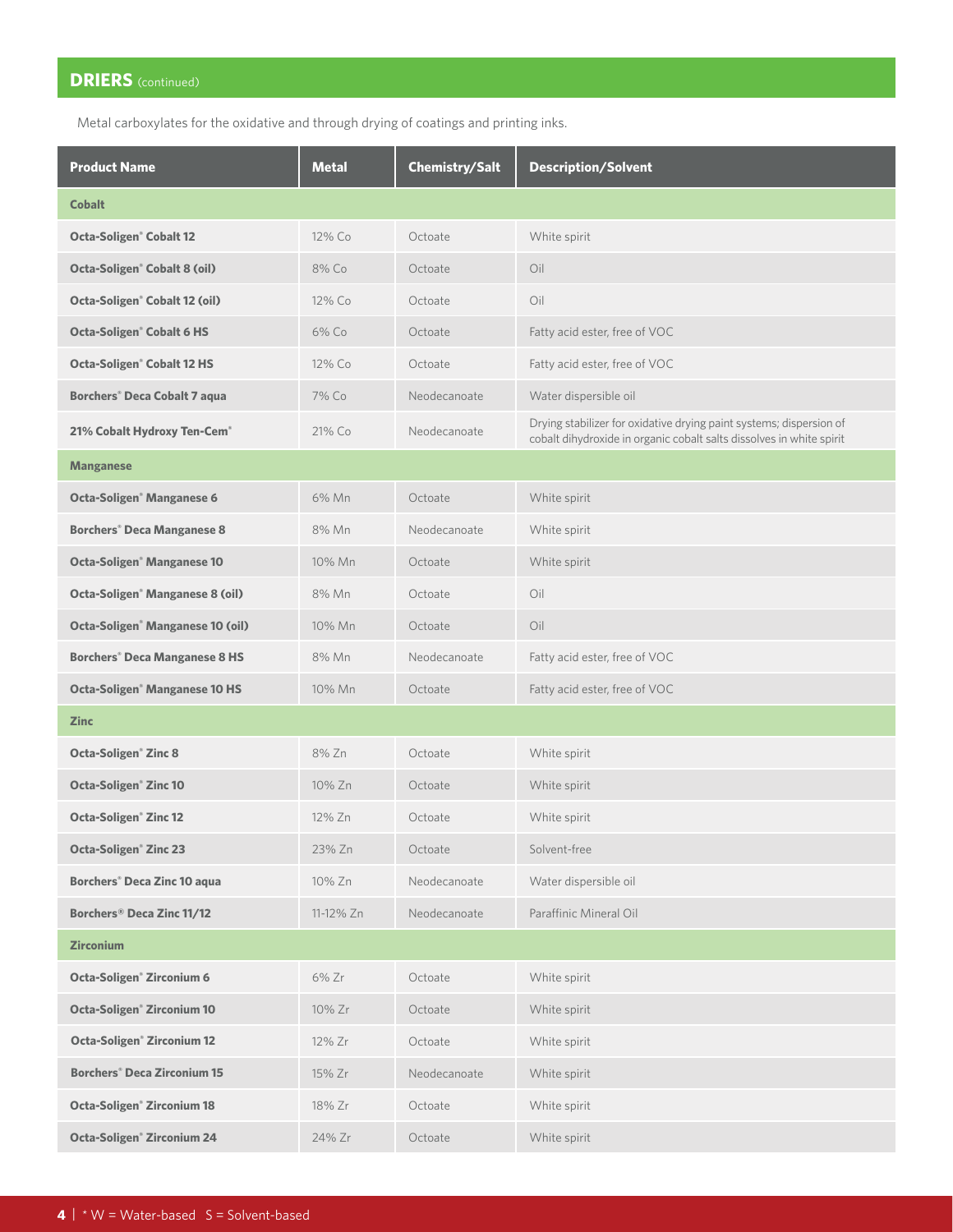## DRIERS (continued)

Metal carboxylates for the oxidative and through drying of coatings and printing inks.

| Product Name | Metal | Chemistry/Salt | Description/Solvent |
|---|---|---|---|
| **Cobalt** | | | |
| **Octa-Soligen® Cobalt 12** | 12% Co | Octoate | White spirit |
| **Octa-Soligen® Cobalt 8 (oil)** | 8% Co | Octoate | Oil |
| **Octa-Soligen® Cobalt 12 (oil)** | 12% Co | Octoate | Oil |
| **Octa-Soligen® Cobalt 6 HS** | 6% Co | Octoate | Fatty acid ester, free of VOC |
| **Octa-Soligen® Cobalt 12 HS** | 12% Co | Octoate | Fatty acid ester, free of VOC |
| **Borchers® Deca Cobalt 7 aqua** | 7% Co | Neodecanoate | Water dispersible oil |
| **21% Cobalt Hydroxy Ten-Cem®** | 21% Co | Neodecanoate | Drying stabilizer for oxidative drying paint systems; dispersion of cobalt dihydroxide in organic cobalt salts dissolves in white spirit |
| **Manganese** | | | |
| **Octa-Soligen® Manganese 6** | 6% Mn | Octoate | White spirit |
| **Borchers® Deca Manganese 8** | 8% Mn | Neodecanoate | White spirit |
| **Octa-Soligen® Manganese 10** | 10% Mn | Octoate | White spirit |
| **Octa-Soligen® Manganese 8 (oil)** | 8% Mn | Octoate | Oil |
| **Octa-Soligen® Manganese 10 (oil)** | 10% Mn | Octoate | Oil |
| **Borchers® Deca Manganese 8 HS** | 8% Mn | Neodecanoate | Fatty acid ester, free of VOC |
| **Octa-Soligen® Manganese 10 HS** | 10% Mn | Octoate | Fatty acid ester, free of VOC |
| **Zinc** | | | |
| **Octa-Soligen® Zinc 8** | 8% Zn | Octoate | White spirit |
| **Octa-Soligen® Zinc 10** | 10% Zn | Octoate | White spirit |
| **Octa-Soligen® Zinc 12** | 12% Zn | Octoate | White spirit |
| **Octa-Soligen® Zinc 23** | 23% Zn | Octoate | Solvent-free |
| **Borchers® Deca Zinc 10 aqua** | 10% Zn | Neodecanoate | Water dispersible oil |
| **Borchers® Deca Zinc 11/12** | 11-12% Zn | Neodecanoate | Paraffinic Mineral Oil |
| **Zirconium** | | | |
| **Octa-Soligen® Zirconium 6** | 6% Zr | Octoate | White spirit |
| **Octa-Soligen® Zirconium 10** | 10% Zr | Octoate | White spirit |
| **Octa-Soligen® Zirconium 12** | 12% Zr | Octoate | White spirit |
| **Borchers® Deca Zirconium 15** | 15% Zr | Neodecanoate | White spirit |
| **Octa-Soligen® Zirconium 18** | 18% Zr | Octoate | White spirit |
| **Octa-Soligen® Zirconium 24** | 24% Zr | Octoate | White spirit |

* W = Water-based S = Solvent-based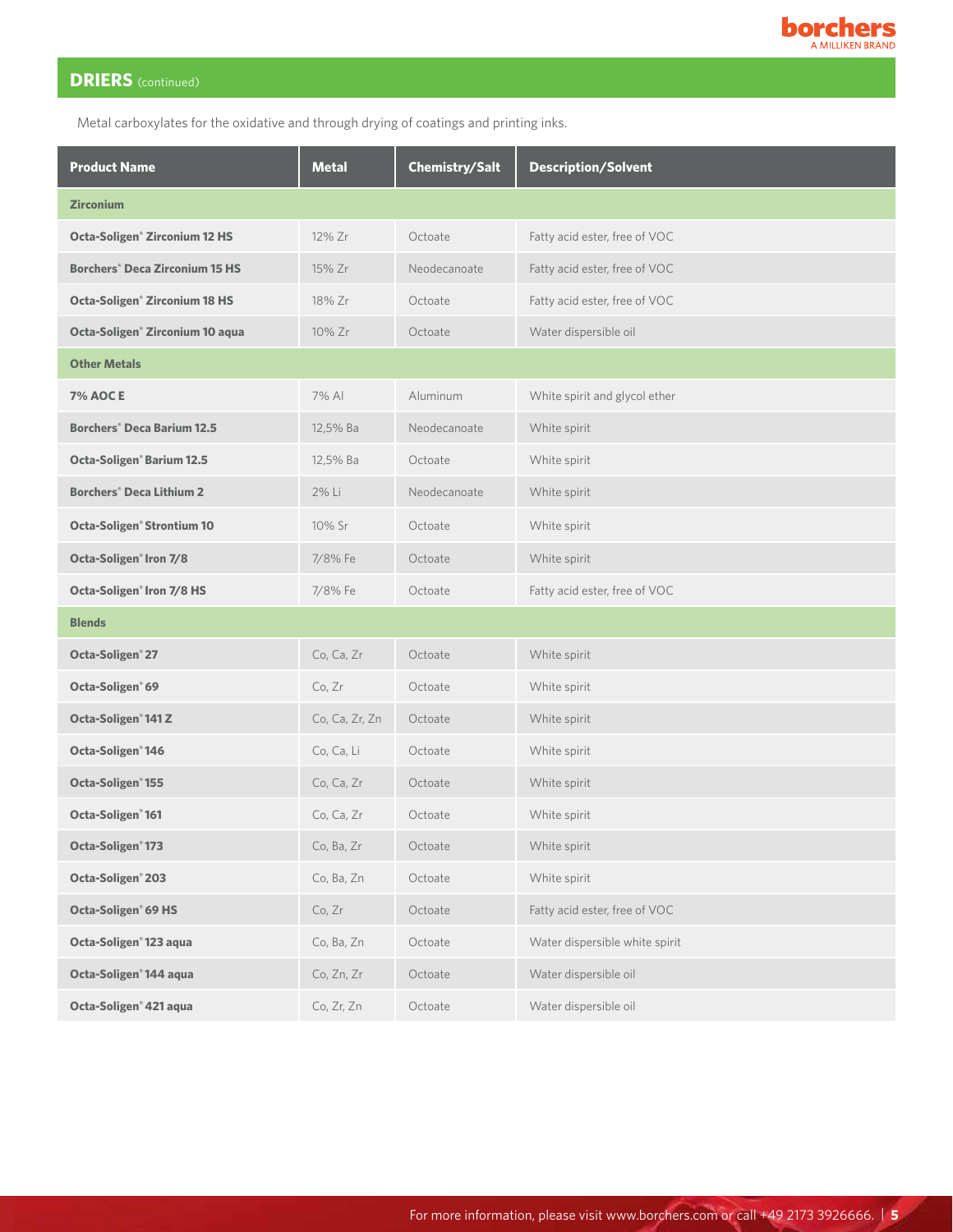## DRIERS (continued)

Metal carboxylates for the oxidative and through drying of coatings and printing inks.

| Product Name | Metal | Chemistry/Salt | Description/Solvent |
|---|---|---|---|
| **Zirconium** | | | |
| **Octa-Soligen® Zirconium 12 HS** | 12% Zr | Octoate | Fatty acid ester, free of VOC |
| **Borchers® Deca Zirconium 15 HS** | 15% Zr | Neodecanoate | Fatty acid ester, free of VOC |
| **Octa-Soligen® Zirconium 18 HS** | 18% Zr | Octoate | Fatty acid ester, free of VOC |
| **Octa-Soligen® Zirconium 10 aqua** | 10% Zr | Octoate | Water dispersible oil |
| **Other Metals** | | | |
| **7% AOC E** | 7% Al | Aluminum | White spirit and glycol ether |
| **Borchers® Deca Barium 12.5** | 12,5% Ba | Neodecanoate | White spirit |
| **Octa-Soligen® Barium 12.5** | 12,5% Ba | Octoate | White spirit |
| **Borchers® Deca Lithium 2** | 2% Li | Neodecanoate | White spirit |
| **Octa-Soligen® Strontium 10** | 10% Sr | Octoate | White spirit |
| **Octa-Soligen® Iron 7/8** | 7/8% Fe | Octoate | White spirit |
| **Octa-Soligen® Iron 7/8 HS** | 7/8% Fe | Octoate | Fatty acid ester, free of VOC |
| **Blends** | | | |
| **Octa-Soligen® 27** | Co, Ca, Zr | Octoate | White spirit |
| **Octa-Soligen® 69** | Co, Zr | Octoate | White spirit |
| **Octa-Soligen® 141 Z** | Co, Ca, Zr, Zn | Octoate | White spirit |
| **Octa-Soligen® 146** | Co, Ca, Li | Octoate | White spirit |
| **Octa-Soligen® 155** | Co, Ca, Zr | Octoate | White spirit |
| **Octa-Soligen® 161** | Co, Ca, Zr | Octoate | White spirit |
| **Octa-Soligen® 173** | Co, Ba, Zr | Octoate | White spirit |
| **Octa-Soligen® 203** | Co, Ba, Zn | Octoate | White spirit |
| **Octa-Soligen® 69 HS** | Co, Zr | Octoate | Fatty acid ester, free of VOC |
| **Octa-Soligen® 123 aqua** | Co, Ba, Zn | Octoate | Water dispersible white spirit |
| **Octa-Soligen® 144 aqua** | Co, Zn, Zr | Octoate | Water dispersible oil |
| **Octa-Soligen® 421 aqua** | Co, Zr, Zn | Octoate | Water dispersible oil |

For more information, please visit www.borchers.com or call +49 2173 3926666.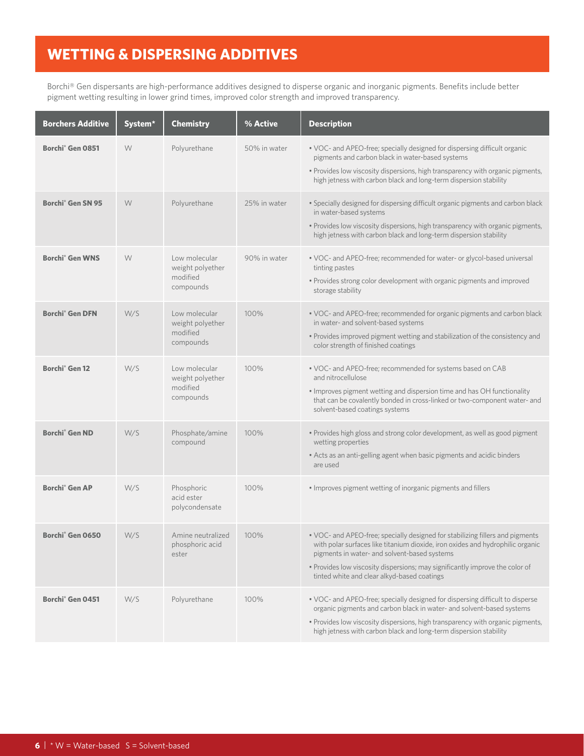# WETTING & DISPERSING ADDITIVES

Borchi® Gen dispersants are high-performance additives designed to disperse organic and inorganic pigments. Benefits include better pigment wetting resulting in lower grind times, improved color strength and improved transparency.

| Borchers Additive | System* | Chemistry | % Active | Description |
|---|---|---|---|---|
| **Borchi® Gen 0851** | W | Polyurethane | 50% in water | • VOC- and APEO-free; specially designed for dispersing difficult organic pigments and carbon black in water-based systems<br>• Provides low viscosity dispersions, high transparency with organic pigments, high jetness with carbon black and long-term dispersion stability |
| **Borchi® Gen SN 95** | W | Polyurethane | 25% in water | • Specially designed for dispersing difficult organic pigments and carbon black in water-based systems<br>• Provides low viscosity dispersions, high transparency with organic pigments, high jetness with carbon black and long-term dispersion stability |
| **Borchi® Gen WNS** | W | Low molecular weight polyether modified compounds | 90% in water | • VOC- and APEO-free; recommended for water- or glycol-based universal tinting pastes<br>• Provides strong color development with organic pigments and improved storage stability |
| **Borchi® Gen DFN** | W/S | Low molecular weight polyether modified compounds | 100% | • VOC- and APEO-free; recommended for organic pigments and carbon black in water- and solvent-based systems<br>• Provides improved pigment wetting and stabilization of the consistency and color strength of finished coatings |
| **Borchi® Gen 12** | W/S | Low molecular weight polyether modified compounds | 100% | • VOC- and APEO-free; recommended for systems based on CAB and nitrocellulose<br>• Improves pigment wetting and dispersion time and has OH functionality that can be covalently bonded in cross-linked or two-component water- and solvent-based coatings systems |
| **Borchi® Gen ND** | W/S | Phosphate/amine compound | 100% | • Provides high gloss and strong color development, as well as good pigment wetting properties<br>• Acts as an anti-gelling agent when basic pigments and acidic binders are used |
| **Borchi® Gen AP** | W/S | Phosphoric acid ester polycondensate | 100% | • Improves pigment wetting of inorganic pigments and fillers |
| **Borchi® Gen 0650** | W/S | Amine neutralized phosphoric acid ester | 100% | • VOC- and APEO-free; specially designed for stabilizing fillers and pigments with polar surfaces like titanium dioxide, iron oxides and hydrophilic organic pigments in water- and solvent-based systems<br>• Provides low viscosity dispersions; may significantly improve the color of tinted white and clear alkyd-based coatings |
| **Borchi® Gen 0451** | W/S | Polyurethane | 100% | • VOC- and APEO-free; specially designed for dispersing difficult to disperse organic pigments and carbon black in water- and solvent-based systems<br>• Provides low viscosity dispersions, high transparency with organic pigments, high jetness with carbon black and long-term dispersion stability |

\* W = Water-based S = Solvent-based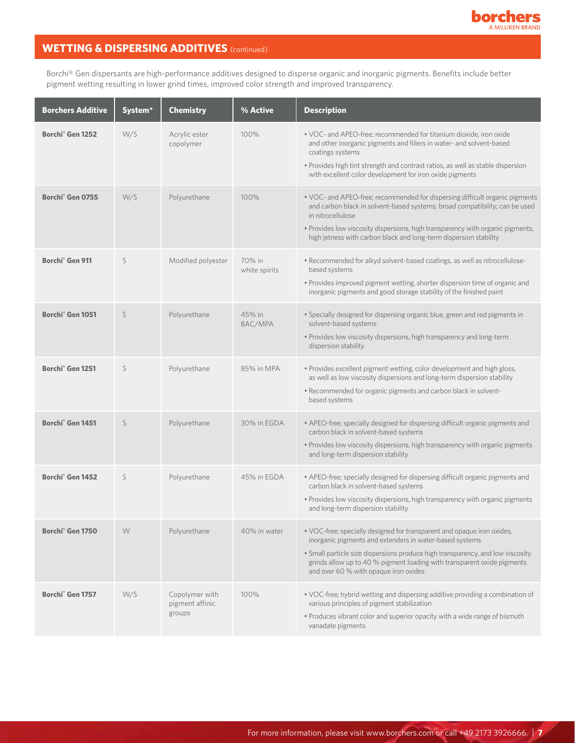## WETTING & DISPERSING ADDITIVES (continued)

Borchi® Gen dispersants are high-performance additives designed to disperse organic and inorganic pigments. Benefits include better pigment wetting resulting in lower grind times, improved color strength and improved transparency.

| Borchers Additive | System* | Chemistry | % Active | Description |
|---|---|---|---|---|
| **Borchi® Gen 1252** | W/S | Acrylic ester copolymer | 100% | • VOC- and APEO-free; recommended for titanium dioxide, iron oxide and other inorganic pigments and fillers in water- and solvent-based coatings systems<br>• Provides high tint strength and contrast ratios, as well as stable dispersion with excellent color development for iron oxide pigments |
| **Borchi® Gen 0755** | W/S | Polyurethane | 100% | • VOC- and APEO-free; recommended for dispersing difficult organic pigments and carbon black in solvent-based systems; broad compatibility; can be used in nitrocellulose<br>• Provides low viscosity dispersions, high transparency with organic pigments, high jetness with carbon black and long-term dispersion stability |
| **Borchi® Gen 911** | S | Modified polyester | 70% in white spirits | • Recommended for alkyd solvent-based coatings, as well as nitrocellulose-based systems<br>• Provides improved pigment wetting, shorter dispersion time of organic and inorganic pigments and good storage stability of the finished paint |
| **Borchi® Gen 1051** | S | Polyurethane | 45% in BAC/MPA | • Specially designed for dispersing organic blue, green and red pigments in solvent-based systems<br>• Provides low viscosity dispersions, high transparency and long-term dispersion stability |
| **Borchi® Gen 1251** | S | Polyurethane | 85% in MPA | • Provides excellent pigment wetting, color development and high gloss, as well as low viscosity dispersions and long-term dispersion stability<br>• Recommended for organic pigments and carbon black in solvent-based systems |
| **Borchi® Gen 1451** | S | Polyurethane | 30% in EGDA | • APEO-free; specially designed for dispersing difficult organic pigments and carbon black in solvent-based systems<br>• Provides low viscosity dispersions, high transparency with organic pigments and long-term dispersion stability |
| **Borchi® Gen 1452** | S | Polyurethane | 45% in EGDA | • APEO-free; specially designed for dispersing difficult organic pigments and carbon black in solvent-based systems<br>• Provides low viscosity dispersions, high transparency with organic pigments and long-term dispersion stability |
| **Borchi® Gen 1750** | W | Polyurethane | 40% in water | • VOC-free; specially designed for transparent and opaque iron oxides, inorganic pigments and extenders in water-based systems<br>• Small particle size dispersions produce high transparency, and low viscosity grinds allow up to 40 % pigment loading with transparent oxide pigments and over 60 % with opaque iron oxides |
| **Borchi® Gen 1757** | W/S | Copolymer with pigment affinic groups | 100% | • VOC-free; hybrid wetting and dispersing additive providing a combination of various principles of pigment stabilization<br>• Produces vibrant color and superior opacity with a wide range of bismuth vanadate pigments |

For more information, please visit www.borchers.com or call +49 2173 3926666.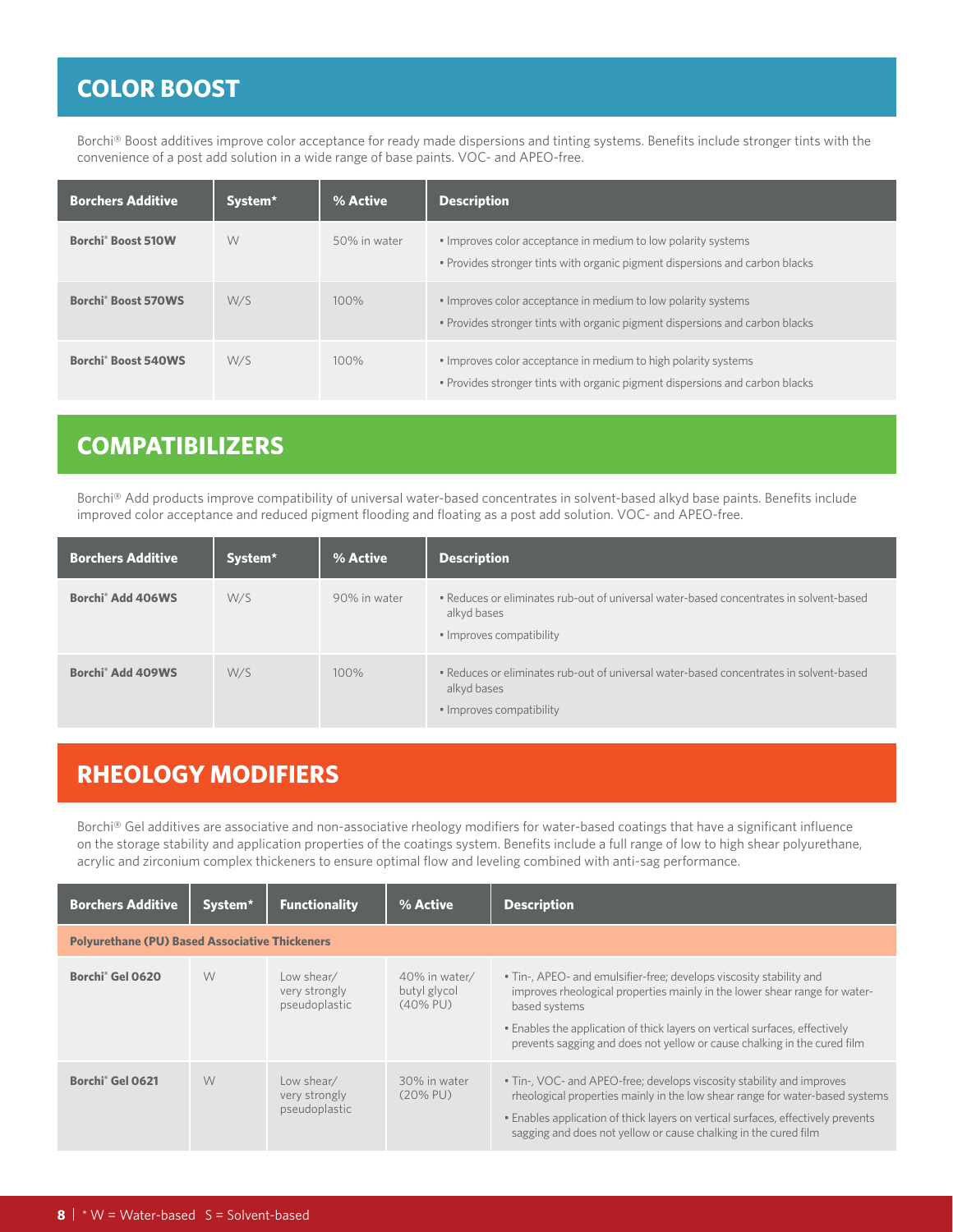## COLOR BOOST

Borchi® Boost additives improve color acceptance for ready made dispersions and tinting systems. Benefits include stronger tints with the convenience of a post add solution in a wide range of base paints. VOC- and APEO-free.

| Borchers Additive | System* | % Active | Description |
|---|---|---|---|
| **Borchi® Boost 510W** | W | 50% in water | • Improves color acceptance in medium to low polarity systems<br>• Provides stronger tints with organic pigment dispersions and carbon blacks |
| **Borchi® Boost 570WS** | W/S | 100% | • Improves color acceptance in medium to low polarity systems<br>• Provides stronger tints with organic pigment dispersions and carbon blacks |
| **Borchi® Boost 540WS** | W/S | 100% | • Improves color acceptance in medium to high polarity systems<br>• Provides stronger tints with organic pigment dispersions and carbon blacks |

## COMPATIBILIZERS

Borchi® Add products improve compatibility of universal water-based concentrates in solvent-based alkyd base paints. Benefits include improved color acceptance and reduced pigment flooding and floating as a post add solution. VOC- and APEO-free.

| Borchers Additive | System* | % Active | Description |
|---|---|---|---|
| **Borchi® Add 406WS** | W/S | 90% in water | • Reduces or eliminates rub-out of universal water-based concentrates in solvent-based alkyd bases<br>• Improves compatibility |
| **Borchi® Add 409WS** | W/S | 100% | • Reduces or eliminates rub-out of universal water-based concentrates in solvent-based alkyd bases<br>• Improves compatibility |

## RHEOLOGY MODIFIERS

Borchi® Gel additives are associative and non-associative rheology modifiers for water-based coatings that have a significant influence on the storage stability and application properties of the coatings system. Benefits include a full range of low to high shear polyurethane, acrylic and zirconium complex thickeners to ensure optimal flow and leveling combined with anti-sag performance.

| Borchers Additive | System* | Functionality | % Active | Description |
|---|---|---|---|---|
| **Polyurethane (PU) Based Associative Thickeners** | | | | |
| **Borchi® Gel 0620** | W | Low shear/ very strongly pseudoplastic | 40% in water/ butyl glycol (40% PU) | • Tin-, APEO- and emulsifier-free; develops viscosity stability and improves rheological properties mainly in the lower shear range for water-based systems<br>• Enables the application of thick layers on vertical surfaces, effectively prevents sagging and does not yellow or cause chalking in the cured film |
| **Borchi® Gel 0621** | W | Low shear/ very strongly pseudoplastic | 30% in water (20% PU) | • Tin-, VOC- and APEO-free; develops viscosity stability and improves rheological properties mainly in the low shear range for water-based systems<br>• Enables application of thick layers on vertical surfaces, effectively prevents sagging and does not yellow or cause chalking in the cured film |

* W = Water-based S = Solvent-based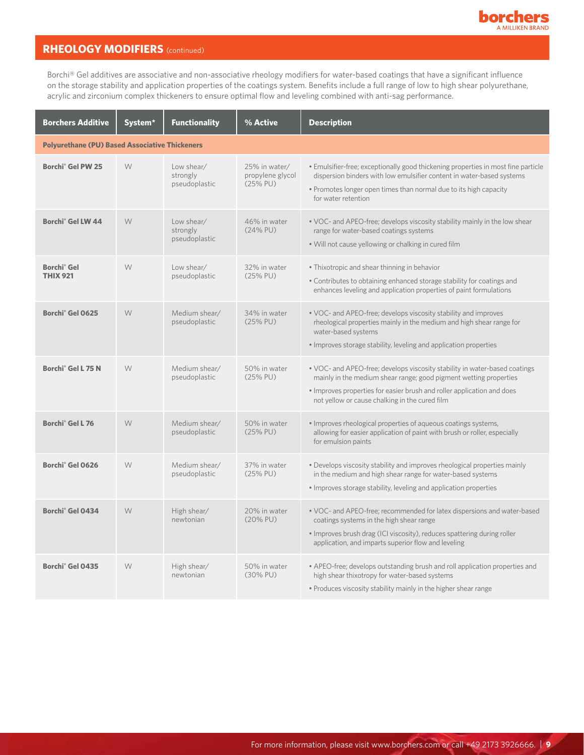## RHEOLOGY MODIFIERS (continued)

Borchi® Gel additives are associative and non-associative rheology modifiers for water-based coatings that have a significant influence on the storage stability and application properties of the coatings system. Benefits include a full range of low to high shear polyurethane, acrylic and zirconium complex thickeners to ensure optimal flow and leveling combined with anti-sag performance.

| Borchers Additive | System* | Functionality | % Active | Description |
|---|---|---|---|---|
| **Polyurethane (PU) Based Associative Thickeners** | | | | |
| **Borchi® Gel PW 25** | W | Low shear/ strongly pseudoplastic | 25% in water/ propylene glycol (25% PU) | • Emulsifier-free; exceptionally good thickening properties in most fine particle dispersion binders with low emulsifier content in water-based systems<br>• Promotes longer open times than normal due to its high capacity for water retention |
| **Borchi® Gel LW 44** | W | Low shear/ strongly pseudoplastic | 46% in water (24% PU) | • VOC- and APEO-free; develops viscosity stability mainly in the low shear range for water-based coatings systems<br>• Will not cause yellowing or chalking in cured film |
| **Borchi® Gel THIX 921** | W | Low shear/ pseudoplastic | 32% in water (25% PU) | • Thixotropic and shear thinning in behavior<br>• Contributes to obtaining enhanced storage stability for coatings and enhances leveling and application properties of paint formulations |
| **Borchi® Gel 0625** | W | Medium shear/ pseudoplastic | 34% in water (25% PU) | • VOC- and APEO-free; develops viscosity stability and improves rheological properties mainly in the medium and high shear range for water-based systems<br>• Improves storage stability, leveling and application properties |
| **Borchi® Gel L 75 N** | W | Medium shear/ pseudoplastic | 50% in water (25% PU) | • VOC- and APEO-free; develops viscosity stability in water-based coatings mainly in the medium shear range; good pigment wetting properties<br>• Improves properties for easier brush and roller application and does not yellow or cause chalking in the cured film |
| **Borchi® Gel L 76** | W | Medium shear/ pseudoplastic | 50% in water (25% PU) | • Improves rheological properties of aqueous coatings systems, allowing for easier application of paint with brush or roller, especially for emulsion paints |
| **Borchi® Gel 0626** | W | Medium shear/ pseudoplastic | 37% in water (25% PU) | • Develops viscosity stability and improves rheological properties mainly in the medium and high shear range for water-based systems<br>• Improves storage stability, leveling and application properties |
| **Borchi® Gel 0434** | W | High shear/ newtonian | 20% in water (20% PU) | • VOC- and APEO-free; recommended for latex dispersions and water-based coatings systems in the high shear range<br>• Improves brush drag (ICI viscosity), reduces spattering during roller application, and imparts superior flow and leveling |
| **Borchi® Gel 0435** | W | High shear/ newtonian | 50% in water (30% PU) | • APEO-free; develops outstanding brush and roll application properties and high shear thixotropy for water-based systems<br>• Produces viscosity stability mainly in the higher shear range |

For more information, please visit www.borchers.com or call +49 2173 3926666.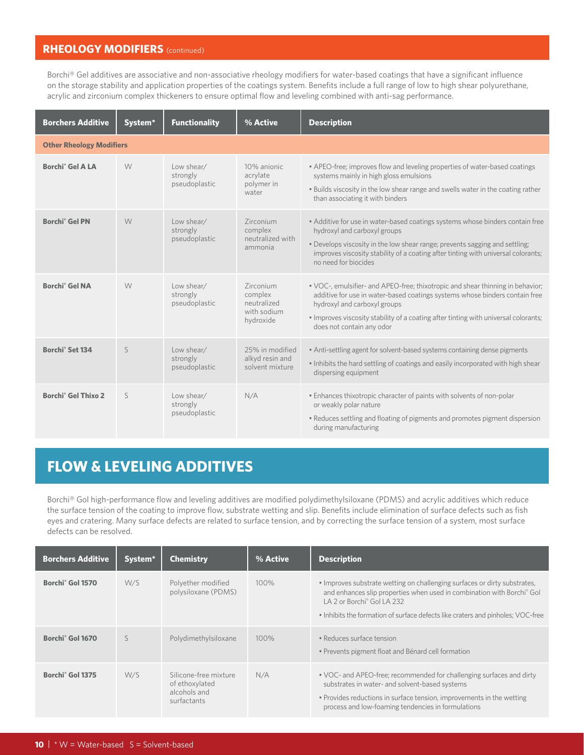## RHEOLOGY MODIFIERS (continued)

Borchi® Gel additives are associative and non-associative rheology modifiers for water-based coatings that have a significant influence on the storage stability and application properties of the coatings system. Benefits include a full range of low to high shear polyurethane, acrylic and zirconium complex thickeners to ensure optimal flow and leveling combined with anti-sag performance.

| Borchers Additive | System* | Functionality | % Active | Description |
|---|---|---|---|---|
| **Other Rheology Modifiers** | | | | |
| **Borchi® Gel A LA** | W | Low shear/ strongly pseudoplastic | 10% anionic acrylate polymer in water | • APEO-free; improves flow and leveling properties of water-based coatings systems mainly in high gloss emulsions<br>• Builds viscosity in the low shear range and swells water in the coating rather than associating it with binders |
| **Borchi® Gel PN** | W | Low shear/ strongly pseudoplastic | Zirconium complex neutralized with ammonia | • Additive for use in water-based coatings systems whose binders contain free hydroxyl and carboxyl groups<br>• Develops viscosity in the low shear range; prevents sagging and settling; improves viscosity stability of a coating after tinting with universal colorants; no need for biocides |
| **Borchi® Gel NA** | W | Low shear/ strongly pseudoplastic | Zirconium complex neutralized with sodium hydroxide | • VOC-, emulsifier- and APEO-free; thixotropic and shear thinning in behavior; additive for use in water-based coatings systems whose binders contain free hydroxyl and carboxyl groups<br>• Improves viscosity stability of a coating after tinting with universal colorants; does not contain any odor |
| **Borchi® Set 134** | S | Low shear/ strongly pseudoplastic | 25% in modified alkyd resin and solvent mixture | • Anti-settling agent for solvent-based systems containing dense pigments<br>• Inhibits the hard settling of coatings and easily incorporated with high shear dispersing equipment |
| **Borchi® Gel Thixo 2** | S | Low shear/ strongly pseudoplastic | N/A | • Enhances thixotropic character of paints with solvents of non-polar or weakly polar nature<br>• Reduces settling and floating of pigments and promotes pigment dispersion during manufacturing |

## FLOW & LEVELING ADDITIVES

Borchi® Gol high-performance flow and leveling additives are modified polydimethylsiloxane (PDMS) and acrylic additives which reduce the surface tension of the coating to improve flow, substrate wetting and slip. Benefits include elimination of surface defects such as fish eyes and cratering. Many surface defects are related to surface tension, and by correcting the surface tension of a system, most surface defects can be resolved.

| Borchers Additive | System* | Chemistry | % Active | Description |
|---|---|---|---|---|
| **Borchi® Gol 1570** | W/S | Polyether modified polysiloxane (PDMS) | 100% | • Improves substrate wetting on challenging surfaces or dirty substrates, and enhances slip properties when used in combination with Borchi® Gol LA 2 or Borchi® Gol LA 232<br>• Inhibits the formation of surface defects like craters and pinholes; VOC-free |
| **Borchi® Gol 1670** | S | Polydimethylsiloxane | 100% | • Reduces surface tension<br>• Prevents pigment float and Bénard cell formation |
| **Borchi® Gol 1375** | W/S | Silicone-free mixture of ethoxylated alcohols and surfactants | N/A | • VOC- and APEO-free; recommended for challenging surfaces and dirty substrates in water- and solvent-based systems<br>• Provides reductions in surface tension, improvements in the wetting process and low-foaming tendencies in formulations |

* W = Water-based S = Solvent-based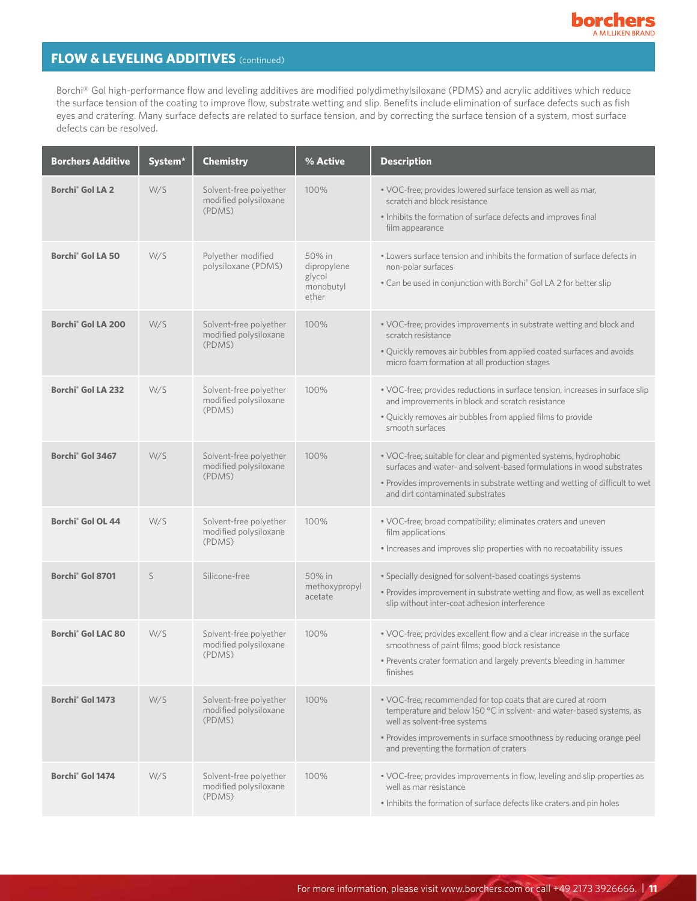## FLOW & LEVELING ADDITIVES (continued)

Borchi® Gol high-performance flow and leveling additives are modified polydimethylsiloxane (PDMS) and acrylic additives which reduce the surface tension of the coating to improve flow, substrate wetting and slip. Benefits include elimination of surface defects such as fish eyes and cratering. Many surface defects are related to surface tension, and by correcting the surface tension of a system, most surface defects can be resolved.

| Borchers Additive | System* | Chemistry | % Active | Description |
|---|---|---|---|---|
| **Borchi® Gol LA 2** | W/S | Solvent-free polyether modified polysiloxane (PDMS) | 100% | • VOC-free; provides lowered surface tension as well as mar, scratch and block resistance<br>• Inhibits the formation of surface defects and improves final film appearance |
| **Borchi® Gol LA 50** | W/S | Polyether modified polysiloxane (PDMS) | 50% in dipropylene glycol monobutyl ether | • Lowers surface tension and inhibits the formation of surface defects in non-polar surfaces<br>• Can be used in conjunction with Borchi® Gol LA 2 for better slip |
| **Borchi® Gol LA 200** | W/S | Solvent-free polyether modified polysiloxane (PDMS) | 100% | • VOC-free; provides improvements in substrate wetting and block and scratch resistance<br>• Quickly removes air bubbles from applied coated surfaces and avoids micro foam formation at all production stages |
| **Borchi® Gol LA 232** | W/S | Solvent-free polyether modified polysiloxane (PDMS) | 100% | • VOC-free; provides reductions in surface tension, increases in surface slip and improvements in block and scratch resistance<br>• Quickly removes air bubbles from applied films to provide smooth surfaces |
| **Borchi® Gol 3467** | W/S | Solvent-free polyether modified polysiloxane (PDMS) | 100% | • VOC-free; suitable for clear and pigmented systems, hydrophobic surfaces and water- and solvent-based formulations in wood substrates<br>• Provides improvements in substrate wetting and wetting of difficult to wet and dirt contaminated substrates |
| **Borchi® Gol OL 44** | W/S | Solvent-free polyether modified polysiloxane (PDMS) | 100% | • VOC-free; broad compatibility; eliminates craters and uneven film applications<br>• Increases and improves slip properties with no recoatability issues |
| **Borchi® Gol 8701** | S | Silicone-free | 50% in methoxypropyl acetate | • Specially designed for solvent-based coatings systems<br>• Provides improvement in substrate wetting and flow, as well as excellent slip without inter-coat adhesion interference |
| **Borchi® Gol LAC 80** | W/S | Solvent-free polyether modified polysiloxane (PDMS) | 100% | • VOC-free; provides excellent flow and a clear increase in the surface smoothness of paint films; good block resistance<br>• Prevents crater formation and largely prevents bleeding in hammer finishes |
| **Borchi® Gol 1473** | W/S | Solvent-free polyether modified polysiloxane (PDMS) | 100% | • VOC-free; recommended for top coats that are cured at room temperature and below 150 °C in solvent- and water-based systems, as well as solvent-free systems<br>• Provides improvements in surface smoothness by reducing orange peel and preventing the formation of craters |
| **Borchi® Gol 1474** | W/S | Solvent-free polyether modified polysiloxane (PDMS) | 100% | • VOC-free; provides improvements in flow, leveling and slip properties as well as mar resistance<br>• Inhibits the formation of surface defects like craters and pin holes |

For more information, please visit www.borchers.com or call +49 2173 3926666.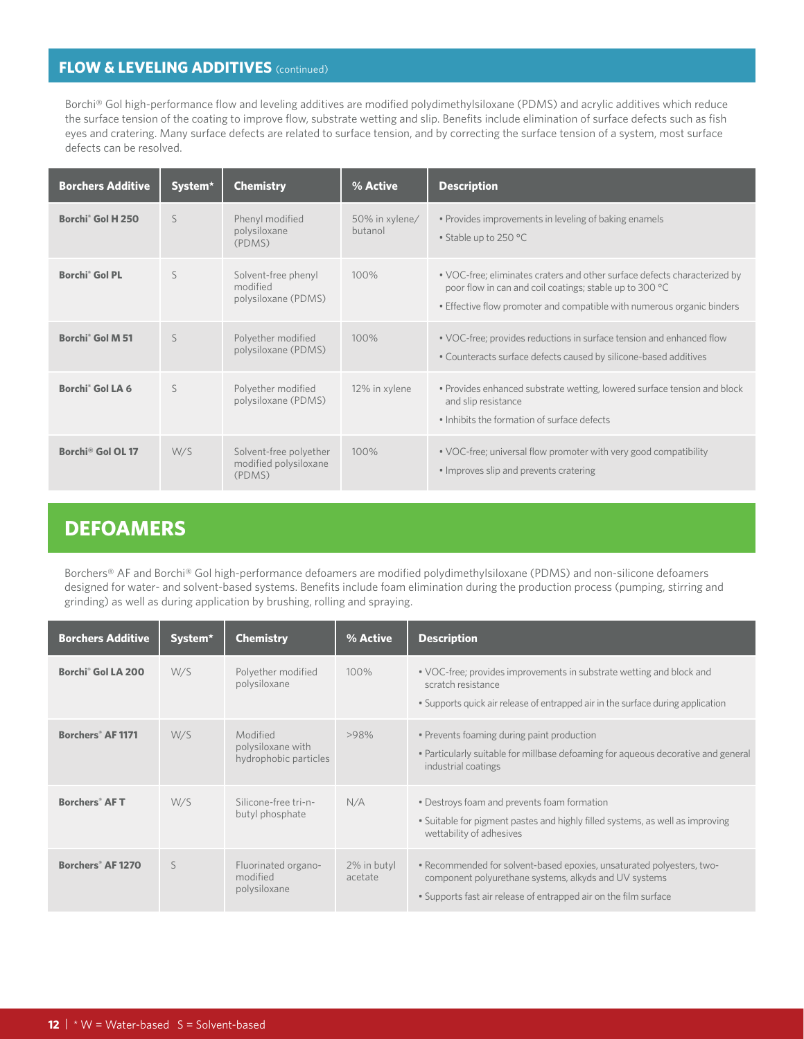## FLOW & LEVELING ADDITIVES (continued)

Borchi® Gol high-performance flow and leveling additives are modified polydimethylsiloxane (PDMS) and acrylic additives which reduce the surface tension of the coating to improve flow, substrate wetting and slip. Benefits include elimination of surface defects such as fish eyes and cratering. Many surface defects are related to surface tension, and by correcting the surface tension of a system, most surface defects can be resolved.

| Borchers Additive | System* | Chemistry | % Active | Description |
|---|---|---|---|---|
| **Borchi® Gol H 250** | S | Phenyl modified polysiloxane (PDMS) | 50% in xylene/ butanol | • Provides improvements in leveling of baking enamels<br>• Stable up to 250 °C |
| **Borchi® Gol PL** | S | Solvent-free phenyl modified polysiloxane (PDMS) | 100% | • VOC-free; eliminates craters and other surface defects characterized by poor flow in can and coil coatings; stable up to 300 °C<br>• Effective flow promoter and compatible with numerous organic binders |
| **Borchi® Gol M 51** | S | Polyether modified polysiloxane (PDMS) | 100% | • VOC-free; provides reductions in surface tension and enhanced flow<br>• Counteracts surface defects caused by silicone-based additives |
| **Borchi® Gol LA 6** | S | Polyether modified polysiloxane (PDMS) | 12% in xylene | • Provides enhanced substrate wetting, lowered surface tension and block and slip resistance<br>• Inhibits the formation of surface defects |
| **Borchi® Gol OL 17** | W/S | Solvent-free polyether modified polysiloxane (PDMS) | 100% | • VOC-free; universal flow promoter with very good compatibility<br>• Improves slip and prevents cratering |

## DEFOAMERS

Borchers® AF and Borchi® Gol high-performance defoamers are modified polydimethylsiloxane (PDMS) and non-silicone defoamers designed for water- and solvent-based systems. Benefits include foam elimination during the production process (pumping, stirring and grinding) as well as during application by brushing, rolling and spraying.

| Borchers Additive | System* | Chemistry | % Active | Description |
|---|---|---|---|---|
| **Borchi® Gol LA 200** | W/S | Polyether modified polysiloxane | 100% | • VOC-free; provides improvements in substrate wetting and block and scratch resistance<br>• Supports quick air release of entrapped air in the surface during application |
| **Borchers® AF 1171** | W/S | Modified polysiloxane with hydrophobic particles | >98% | • Prevents foaming during paint production<br>• Particularly suitable for millbase defoaming for aqueous decorative and general industrial coatings |
| **Borchers® AF T** | W/S | Silicone-free tri-n-butyl phosphate | N/A | • Destroys foam and prevents foam formation<br>• Suitable for pigment pastes and highly filled systems, as well as improving wettability of adhesives |
| **Borchers® AF 1270** | S | Fluorinated organo-modified polysiloxane | 2% in butyl acetate | • Recommended for solvent-based epoxies, unsaturated polyesters, two-component polyurethane systems, alkyds and UV systems<br>• Supports fast air release of entrapped air on the film surface |

* W = Water-based S = Solvent-based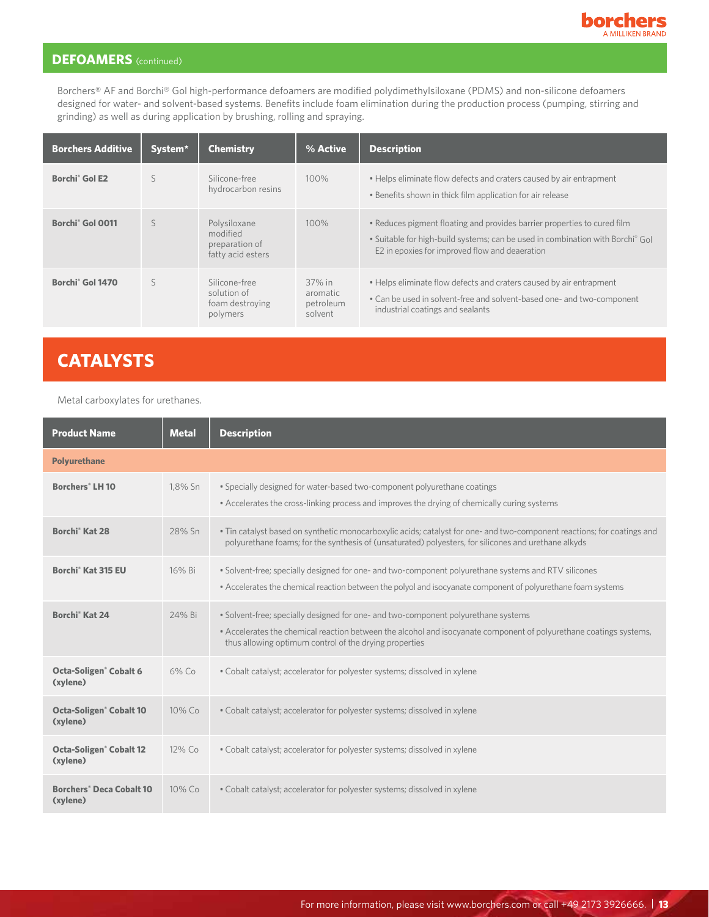## DEFOAMERS (continued)

Borchers® AF and Borchi® Gol high-performance defoamers are modified polydimethylsiloxane (PDMS) and non-silicone defoamers designed for water- and solvent-based systems. Benefits include foam elimination during the production process (pumping, stirring and grinding) as well as during application by brushing, rolling and spraying.

| Borchers Additive | System* | Chemistry | % Active | Description |
|---|---|---|---|---|
| **Borchi® Gol E2** | S | Silicone-free hydrocarbon resins | 100% | • Helps eliminate flow defects and craters caused by air entrapment<br>• Benefits shown in thick film application for air release |
| **Borchi® Gol 0011** | S | Polysiloxane modified preparation of fatty acid esters | 100% | • Reduces pigment floating and provides barrier properties to cured film<br>• Suitable for high-build systems; can be used in combination with Borchi® Gol E2 in epoxies for improved flow and deaeration |
| **Borchi® Gol 1470** | S | Silicone-free solution of foam destroying polymers | 37% in aromatic petroleum solvent | • Helps eliminate flow defects and craters caused by air entrapment<br>• Can be used in solvent-free and solvent-based one- and two-component industrial coatings and sealants |

# CATALYSTS

Metal carboxylates for urethanes.

| Product Name | Metal | Description |
|---|---|---|
| **Polyurethane** | | |
| **Borchers® LH 10** | 1,8% Sn | • Specially designed for water-based two-component polyurethane coatings<br>• Accelerates the cross-linking process and improves the drying of chemically curing systems |
| **Borchi® Kat 28** | 28% Sn | • Tin catalyst based on synthetic monocarboxylic acids; catalyst for one- and two-component reactions; for coatings and polyurethane foams; for the synthesis of (unsaturated) polyesters, for silicones and urethane alkyds |
| **Borchi® Kat 315 EU** | 16% Bi | • Solvent-free; specially designed for one- and two-component polyurethane systems and RTV silicones<br>• Accelerates the chemical reaction between the polyol and isocyanate component of polyurethane foam systems |
| **Borchi® Kat 24** | 24% Bi | • Solvent-free; specially designed for one- and two-component polyurethane systems<br>• Accelerates the chemical reaction between the alcohol and isocyanate component of polyurethane coatings systems, thus allowing optimum control of the drying properties |
| **Octa-Soligen® Cobalt 6 (xylene)** | 6% Co | • Cobalt catalyst; accelerator for polyester systems; dissolved in xylene |
| **Octa-Soligen® Cobalt 10 (xylene)** | 10% Co | • Cobalt catalyst; accelerator for polyester systems; dissolved in xylene |
| **Octa-Soligen® Cobalt 12 (xylene)** | 12% Co | • Cobalt catalyst; accelerator for polyester systems; dissolved in xylene |
| **Borchers® Deca Cobalt 10 (xylene)** | 10% Co | • Cobalt catalyst; accelerator for polyester systems; dissolved in xylene |

For more information, please visit www.borchers.com or call +49 2173 3926666.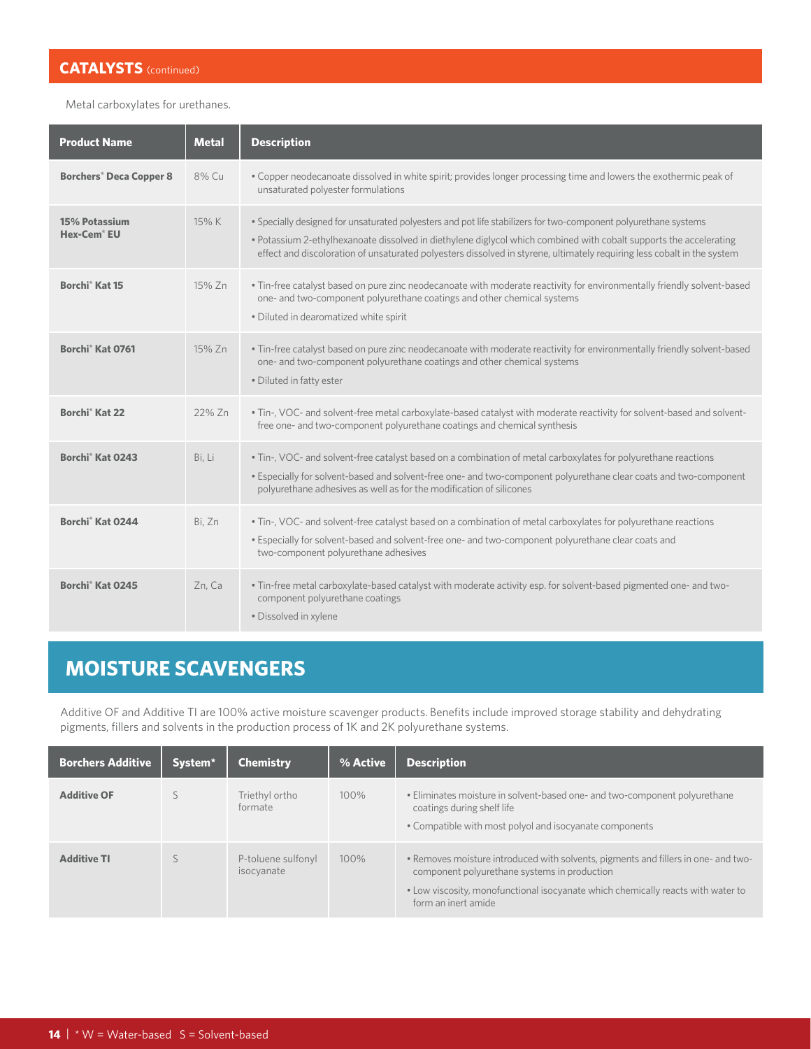## CATALYSTS (continued)

Metal carboxylates for urethanes.

| Product Name | Metal | Description |
|---|---|---|
| **Borchers® Deca Copper 8** | 8% Cu | • Copper neodecanoate dissolved in white spirit; provides longer processing time and lowers the exothermic peak of unsaturated polyester formulations |
| **15% Potassium Hex-Cem® EU** | 15% K | • Specially designed for unsaturated polyesters and pot life stabilizers for two-component polyurethane systems<br>• Potassium 2-ethylhexanoate dissolved in diethylene diglycol which combined with cobalt supports the accelerating effect and discoloration of unsaturated polyesters dissolved in styrene, ultimately requiring less cobalt in the system |
| **Borchi® Kat 15** | 15% Zn | • Tin-free catalyst based on pure zinc neodecanoate with moderate reactivity for environmentally friendly solvent-based one- and two-component polyurethane coatings and other chemical systems<br>• Diluted in dearomatized white spirit |
| **Borchi® Kat 0761** | 15% Zn | • Tin-free catalyst based on pure zinc neodecanoate with moderate reactivity for environmentally friendly solvent-based one- and two-component polyurethane coatings and other chemical systems<br>• Diluted in fatty ester |
| **Borchi® Kat 22** | 22% Zn | • Tin-, VOC- and solvent-free metal carboxylate-based catalyst with moderate reactivity for solvent-based and solvent-free one- and two-component polyurethane coatings and chemical synthesis |
| **Borchi® Kat 0243** | Bi, Li | • Tin-, VOC- and solvent-free catalyst based on a combination of metal carboxylates for polyurethane reactions<br>• Especially for solvent-based and solvent-free one- and two-component polyurethane clear coats and two-component polyurethane adhesives as well as for the modification of silicones |
| **Borchi® Kat 0244** | Bi, Zn | • Tin-, VOC- and solvent-free catalyst based on a combination of metal carboxylates for polyurethane reactions<br>• Especially for solvent-based and solvent-free one- and two-component polyurethane clear coats and two-component polyurethane adhesives |
| **Borchi® Kat 0245** | Zn, Ca | • Tin-free metal carboxylate-based catalyst with moderate activity esp. for solvent-based pigmented one- and two-component polyurethane coatings<br>• Dissolved in xylene |

## MOISTURE SCAVENGERS

Additive OF and Additive TI are 100% active moisture scavenger products. Benefits include improved storage stability and dehydrating pigments, fillers and solvents in the production process of 1K and 2K polyurethane systems.

| Borchers Additive | System* | Chemistry | % Active | Description |
|---|---|---|---|---|
| **Additive OF** | S | Triethyl ortho formate | 100% | • Eliminates moisture in solvent-based one- and two-component polyurethane coatings during shelf life<br>• Compatible with most polyol and isocyanate components |
| **Additive TI** | S | P-toluene sulfonyl isocyanate | 100% | • Removes moisture introduced with solvents, pigments and fillers in one- and two-component polyurethane systems in production<br>• Low viscosity, monofunctional isocyanate which chemically reacts with water to form an inert amide |

* W = Water-based S = Solvent-based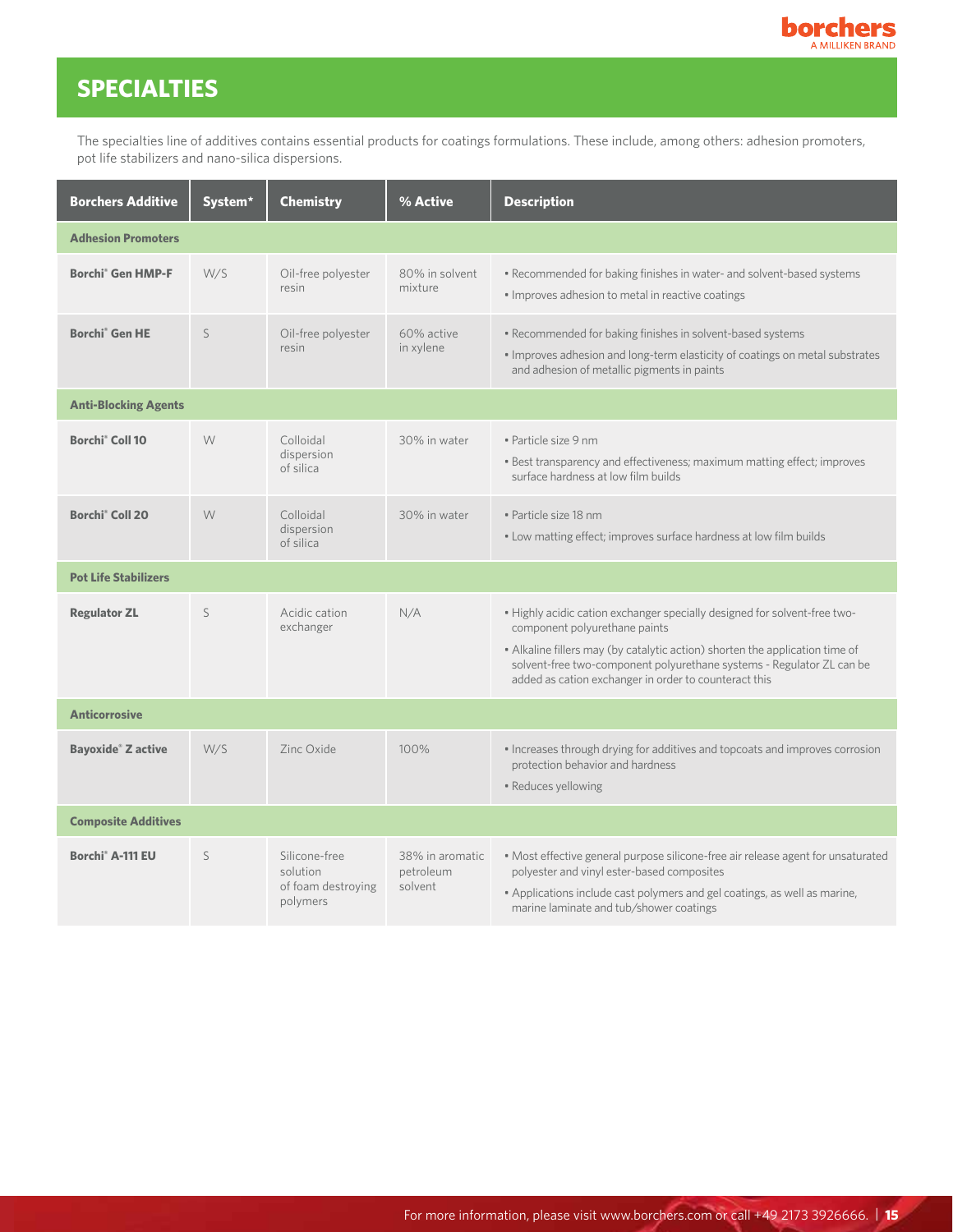# SPECIALTIES

The specialties line of additives contains essential products for coatings formulations. These include, among others: adhesion promoters, pot life stabilizers and nano-silica dispersions.

| Borchers Additive | System* | Chemistry | % Active | Description |
|---|---|---|---|---|
| **Adhesion Promoters** | | | | |
| **Borchi® Gen HMP-F** | W/S | Oil-free polyester resin | 80% in solvent mixture | • Recommended for baking finishes in water- and solvent-based systems<br>• Improves adhesion to metal in reactive coatings |
| **Borchi® Gen HE** | S | Oil-free polyester resin | 60% active in xylene | • Recommended for baking finishes in solvent-based systems<br>• Improves adhesion and long-term elasticity of coatings on metal substrates and adhesion of metallic pigments in paints |
| **Anti-Blocking Agents** | | | | |
| **Borchi® Coll 10** | W | Colloidal dispersion of silica | 30% in water | • Particle size 9 nm<br>• Best transparency and effectiveness; maximum matting effect; improves surface hardness at low film builds |
| **Borchi® Coll 20** | W | Colloidal dispersion of silica | 30% in water | • Particle size 18 nm<br>• Low matting effect; improves surface hardness at low film builds |
| **Pot Life Stabilizers** | | | | |
| **Regulator ZL** | S | Acidic cation exchanger | N/A | • Highly acidic cation exchanger specially designed for solvent-free two-component polyurethane paints<br>• Alkaline fillers may (by catalytic action) shorten the application time of solvent-free two-component polyurethane systems - Regulator ZL can be added as cation exchanger in order to counteract this |
| **Anticorrosive** | | | | |
| **Bayoxide® Z active** | W/S | Zinc Oxide | 100% | • Increases through drying for additives and topcoats and improves corrosion protection behavior and hardness<br>• Reduces yellowing |
| **Composite Additives** | | | | |
| **Borchi® A-111 EU** | S | Silicone-free solution of foam destroying polymers | 38% in aromatic petroleum solvent | • Most effective general purpose silicone-free air release agent for unsaturated polyester and vinyl ester-based composites<br>• Applications include cast polymers and gel coatings, as well as marine, marine laminate and tub/shower coatings |

For more information, please visit www.borchers.com or call +49 2173 3926666.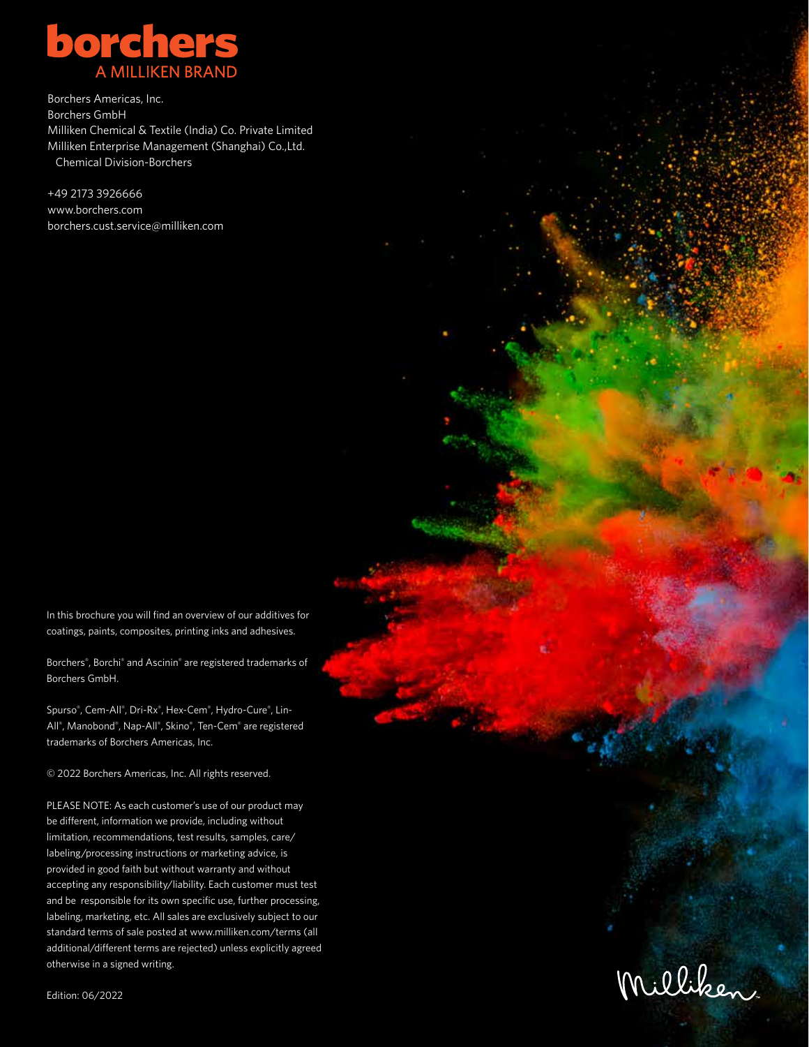# borchers
A MILLIKEN BRAND

Borchers Americas, Inc.
Borchers GmbH
Milliken Chemical & Textile (India) Co. Private Limited
Milliken Enterprise Management (Shanghai) Co.,Ltd.
Chemical Division-Borchers

+49 2173 3926666
www.borchers.com
borchers.cust.service@milliken.com

In this brochure you will find an overview of our additives for coatings, paints, composites, printing inks and adhesives.

Borchers®, Borchi® and Ascinin® are registered trademarks of Borchers GmbH.

Spurso®, Cem-All®, Dri-Rx®, Hex-Cem®, Hydro-Cure®, Lin-All®, Manobond®, Nap-All®, Skino®, Ten-Cem® are registered trademarks of Borchers Americas, Inc.

© 2022 Borchers Americas, Inc. All rights reserved.

PLEASE NOTE: As each customer's use of our product may be different, information we provide, including without limitation, recommendations, test results, samples, care/labeling/processing instructions or marketing advice, is provided in good faith but without warranty and without accepting any responsibility/liability. Each customer must test and be responsible for its own specific use, further processing, labeling, marketing, etc. All sales are exclusively subject to our standard terms of sale posted at www.milliken.com/terms (all additional/different terms are rejected) unless explicitly agreed otherwise in a signed writing.

Edition: 06/2022

Milliken